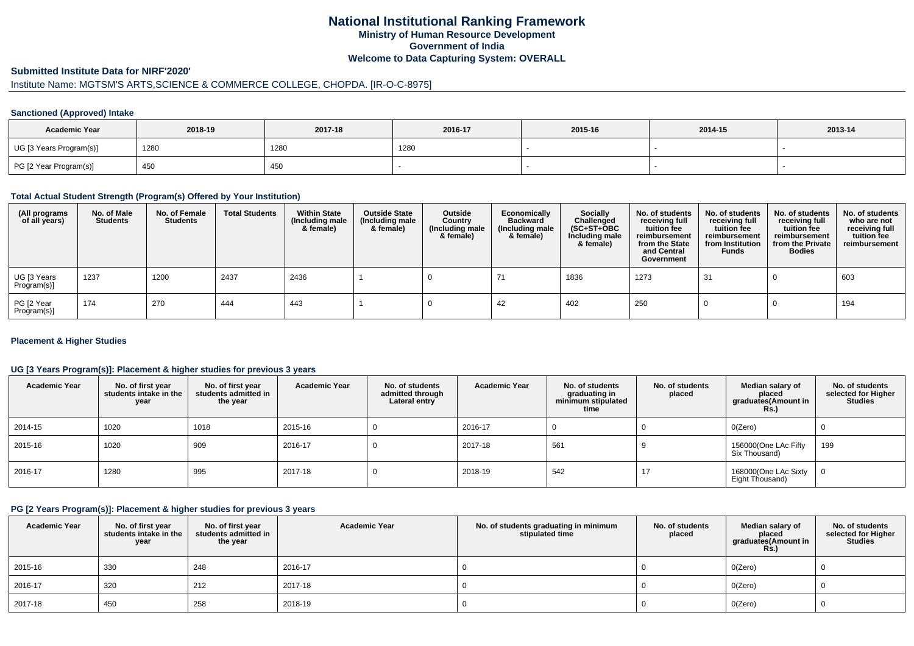# National Institutional Ranking Framework

## Ministry of Human Resource Development

## Government of India

## Welcome to Data Capturing System: OVERALL

### Submitted Institute Data for NIRF'2020'

Institute Name: MGTSM'S ARTS,SCIENCE & COMMERCE COLLEGE, CHOPDA. [IR-O-C-8975]

#### Sanctioned (Approved) Intake

| Academic Year | 2018-19 | 2017-18 | 2016-17 | 2015-16 | 2014-15 | 2013-14 |
|---|---|---|---|---|---|---|
| UG [3 Years Program(s)] | 1280 | 1280 | 1280 | - | - | - |
| PG [2 Year Program(s)] | 450 | 450 | - | - | - | - |

#### Total Actual Student Strength (Program(s) Offered by Your Institution)

| (All programs of all years) | No. of Male Students | No. of Female Students | Total Students | Within State (Including male & female) | Outside State (Including male & female) | Outside Country (Including male & female) | Economically Backward (Including male & female) | Socially Challenged (SC+ST+OBC Including male & female) | No. of students receiving full tuition fee reimbursement from the State and Central Government | No. of students receiving full tuition fee reimbursement from Institution Funds | No. of students receiving full tuition fee reimbursement from the Private Bodies | No. of students who are not receiving full tuition fee reimbursement |
|---|---|---|---|---|---|---|---|---|---|---|---|---|
| UG [3 Years Program(s)] | 1237 | 1200 | 2437 | 2436 | 1 | 0 | 71 | 1836 | 1273 | 31 | 0 | 603 |
| PG [2 Year Program(s)] | 174 | 270 | 444 | 443 | 1 | 0 | 42 | 402 | 250 | 0 | 0 | 194 |

#### Placement & Higher Studies

#### UG [3 Years Program(s)]: Placement & higher studies for previous 3 years

| Academic Year | No. of first year students intake in the year | No. of first year students admitted in the year | Academic Year | No. of students admitted through Lateral entry | Academic Year | No. of students graduating in minimum stipulated time | No. of students placed | Median salary of placed graduates(Amount in Rs.) | No. of students selected for Higher Studies |
|---|---|---|---|---|---|---|---|---|---|
| 2014-15 | 1020 | 1018 | 2015-16 | 0 | 2016-17 | 0 | 0 | 0(Zero) | 0 |
| 2015-16 | 1020 | 909 | 2016-17 | 0 | 2017-18 | 561 | 9 | 156000(One LAc Fifty Six Thousand) | 199 |
| 2016-17 | 1280 | 995 | 2017-18 | 0 | 2018-19 | 542 | 17 | 168000(One LAc Sixty Eight Thousand) | 0 |

#### PG [2 Years Program(s)]: Placement & higher studies for previous 3 years

| Academic Year | No. of first year students intake in the year | No. of first year students admitted in the year | Academic Year | No. of students graduating in minimum stipulated time | No. of students placed | Median salary of placed graduates(Amount in Rs.) | No. of students selected for Higher Studies |
|---|---|---|---|---|---|---|---|
| 2015-16 | 330 | 248 | 2016-17 | 0 | 0 | 0(Zero) | 0 |
| 2016-17 | 320 | 212 | 2017-18 | 0 | 0 | 0(Zero) | 0 |
| 2017-18 | 450 | 258 | 2018-19 | 0 | 0 | 0(Zero) | 0 |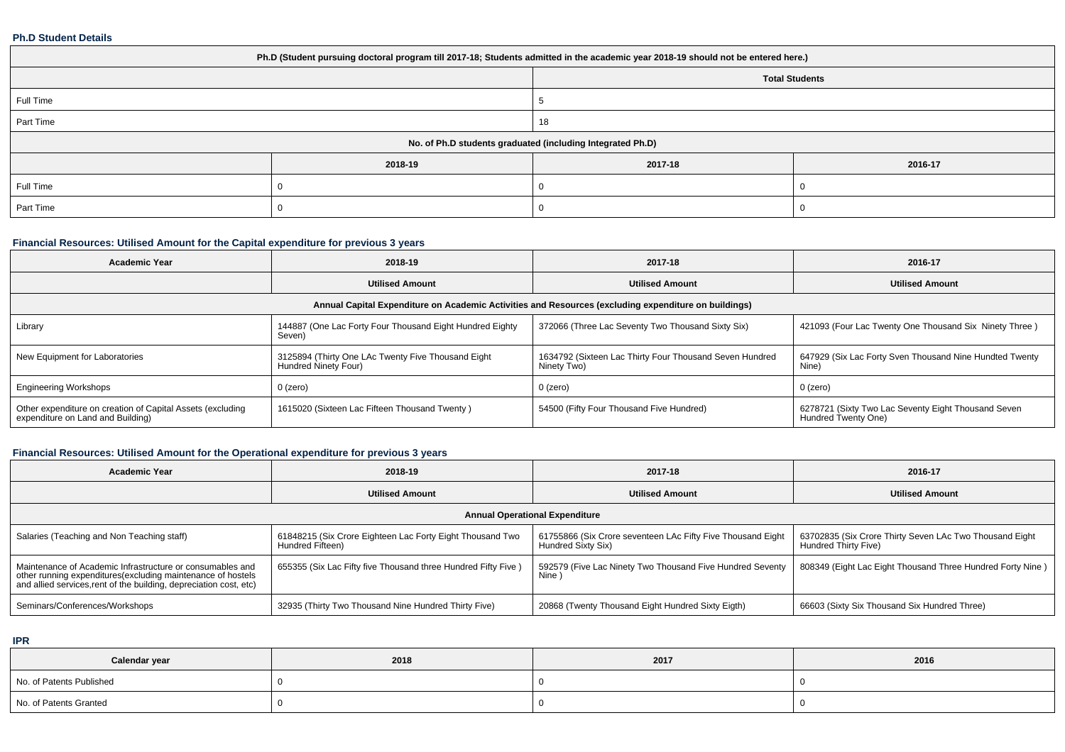### Ph.D Student Details

| Ph.D (Student pursuing doctoral program till 2017-18; Students admitted in the academic year 2018-19 should not be entered here.) | | | |
|---|---|---|---|
| | Total Students | | |
| Full Time | 5 | | |
| Part Time | 18 | | |
| No. of Ph.D students graduated (including Integrated Ph.D) | | | |
| | 2018-19 | 2017-18 | 2016-17 |
| Full Time | 0 | 0 | 0 |
| Part Time | 0 | 0 | 0 |

### Financial Resources: Utilised Amount for the Capital expenditure for previous 3 years

| Academic Year | 2018-19 | 2017-18 | 2016-17 |
|---|---|---|---|
| | Utilised Amount | Utilised Amount | Utilised Amount |
| Annual Capital Expenditure on Academic Activities and Resources (excluding expenditure on buildings) | | | |
| Library | 144887 (One Lac Forty Four Thousand Eight Hundred Eighty Seven) | 372066 (Three Lac Seventy Two Thousand Sixty Six) | 421093 (Four Lac Twenty One Thousand Six Ninety Three ) |
| New Equipment for Laboratories | 3125894 (Thirty One LAc Twenty Five Thousand Eight Hundred Ninety Four) | 1634792 (Sixteen Lac Thirty Four Thousand Seven Hundred Ninety Two) | 647929 (Six Lac Forty Sven Thousand Nine Hundted Twenty Nine) |
| Engineering Workshops | 0 (zero) | 0 (zero) | 0 (zero) |
| Other expenditure on creation of Capital Assets (excluding expenditure on Land and Building) | 1615020 (Sixteen Lac Fifteen Thousand Twenty ) | 54500 (Fifty Four Thousand Five Hundred) | 6278721 (Sixty Two Lac Seventy Eight Thousand Seven Hundred Twenty One) |

### Financial Resources: Utilised Amount for the Operational expenditure for previous 3 years

| Academic Year | 2018-19 | 2017-18 | 2016-17 |
|---|---|---|---|
| | Utilised Amount | Utilised Amount | Utilised Amount |
| Annual Operational Expenditure | | | |
| Salaries (Teaching and Non Teaching staff) | 61848215 (Six Crore Eighteen Lac Forty Eight Thousand Two Hundred Fifteen) | 61755866 (Six Crore seventeen LAc Fifty Five Thousand Eight Hundred Sixty Six) | 63702835 (Six Crore Thirty Seven LAc Two Thousand Eight Hundred Thirty Five) |
| Maintenance of Academic Infrastructure or consumables and other running expenditures(excluding maintenance of hostels and allied services,rent of the building, depreciation cost, etc) | 655355 (Six Lac Fifty five Thousand three Hundred Fifty Five ) | 592579 (Five Lac Ninety Two Thousand Five Hundred Seventy Nine ) | 808349 (Eight Lac Eight Thousand Three Hundred Forty Nine ) |
| Seminars/Conferences/Workshops | 32935 (Thirty Two Thousand Nine Hundred Thirty Five) | 20868 (Twenty Thousand Eight Hundred Sixty Eigth) | 66603 (Sixty Six Thousand Six Hundred Three) |

### IPR

| Calendar year | 2018 | 2017 | 2016 |
|---|---|---|---|
| No. of Patents Published | 0 | 0 | 0 |
| No. of Patents Granted | 0 | 0 | 0 |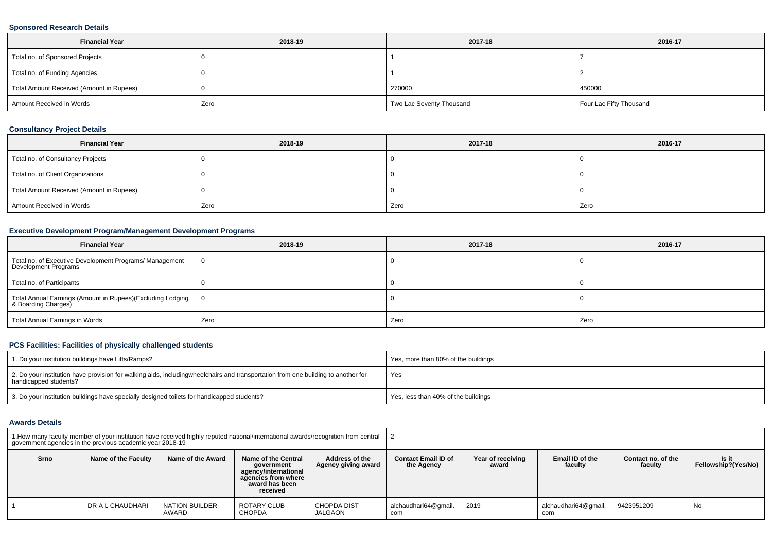### Sponsored Research Details

| Financial Year | 2018-19 | 2017-18 | 2016-17 |
|---|---|---|---|
| Total no. of Sponsored Projects | 0 | 1 | 7 |
| Total no. of Funding Agencies | 0 | 1 | 2 |
| Total Amount Received (Amount in Rupees) | 0 | 270000 | 450000 |
| Amount Received in Words | Zero | Two Lac Seventy Thousand | Four Lac Fifty Thousand |

### Consultancy Project Details

| Financial Year | 2018-19 | 2017-18 | 2016-17 |
|---|---|---|---|
| Total no. of Consultancy Projects | 0 | 0 | 0 |
| Total no. of Client Organizations | 0 | 0 | 0 |
| Total Amount Received (Amount in Rupees) | 0 | 0 | 0 |
| Amount Received in Words | Zero | Zero | Zero |

### Executive Development Program/Management Development Programs

| Financial Year | 2018-19 | 2017-18 | 2016-17 |
|---|---|---|---|
| Total no. of Executive Development Programs/ Management Development Programs | 0 | 0 | 0 |
| Total no. of Participants | 0 | 0 | 0 |
| Total Annual Earnings (Amount in Rupees)(Excluding Lodging & Boarding Charges) | 0 | 0 | 0 |
| Total Annual Earnings in Words | Zero | Zero | Zero |

### PCS Facilities: Facilities of physically challenged students

| | |
|---|---|
| 1. Do your institution buildings have Lifts/Ramps? | Yes, more than 80% of the buildings |
| 2. Do your institution have provision for walking aids, includingwheelchairs and transportation from one building to another for handicapped students? | Yes |
| 3. Do your institution buildings have specially designed toilets for handicapped students? | Yes, less than 40% of the buildings |

### Awards Details

| 1.How many faculty member of your institution have received highly reputed national/international awards/recognition from central government agencies in the previous academic year 2018-19 | | | | | 2 | | | | |
|---|---|---|---|---|---|---|---|---|---|
| Srno | Name of the Faculty | Name of the Award | Name of the Central government agency/international agencies from where award has been received | Address of the Agency giving award | Contact Email ID of the Agency | Year of receiving award | Email ID of the faculty | Contact no. of the faculty | Is it Fellowship?(Yes/No) |
| 1 | DR A L CHAUDHARI | NATION BUILDER AWARD | ROTARY CLUB CHOPDA | CHOPDA DIST JALGAON | alchaudhari64@gmail.com | 2019 | alchaudhari64@gmail.com | 9423951209 | No |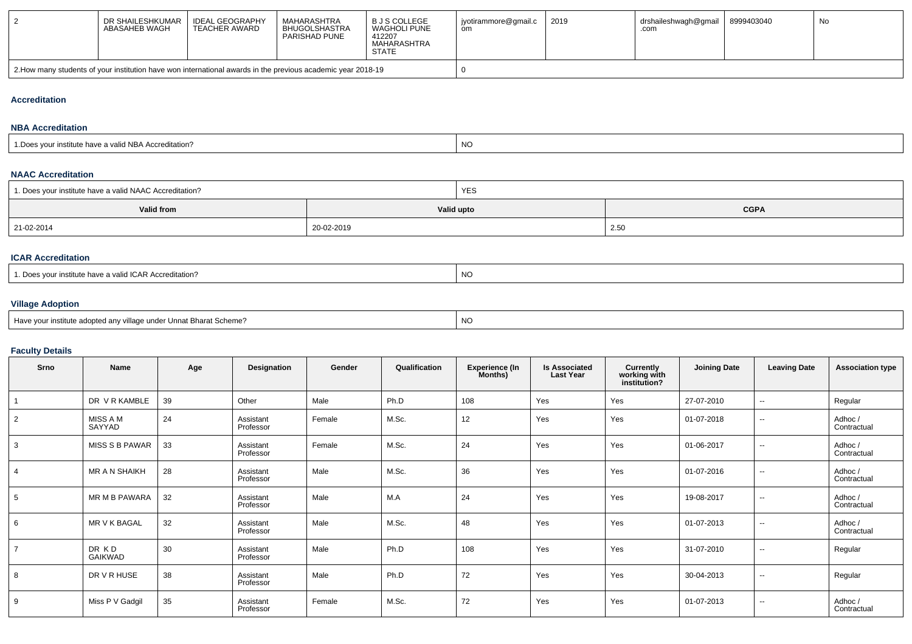| 2 | DR SHAILESHKUMAR ABASAHEB WAGH | IDEAL GEOGRAPHY TEACHER AWARD | MAHARASHTRA BHUGOLSHASTRA PARISHAD PUNE | B J S COLLEGE WAGHOLI PUNE 412207 MAHARASHTRA STATE | jyotirammore@gmail.com | 2019 | drshaileshwagh@gmail.com | 8999403040 | No |
|---|---|---|---|---|---|---|---|---|---|
| 2.How many students of your institution have won international awards in the previous academic year 2018-19 | | | | | 0 | | | | |

## Accreditation

### NBA Accreditation

| 1.Does your institute have a valid NBA Accreditation? | NO |
|---|---|

### NAAC Accreditation

| 1. Does your institute have a valid NAAC Accreditation? | | YES |
|---|---|---|
| **Valid from** | **Valid upto** | **CGPA** |
| 21-02-2014 | 20-02-2019 | 2.50 |

### ICAR Accreditation

| 1. Does your institute have a valid ICAR Accreditation? | NO |
|---|---|

### Village Adoption

| Have your institute adopted any village under Unnat Bharat Scheme? | NO |
|---|---|

### Faculty Details

| Srno | Name | Age | Designation | Gender | Qualification | Experience (In Months) | Is Associated Last Year | Currently working with institution? | Joining Date | Leaving Date | Association type |
|---|---|---|---|---|---|---|---|---|---|---|---|
| 1 | DR V R KAMBLE | 39 | Other | Male | Ph.D | 108 | Yes | Yes | 27-07-2010 | -- | Regular |
| 2 | MISS A M SAYYAD | 24 | Assistant Professor | Female | M.Sc. | 12 | Yes | Yes | 01-07-2018 | -- | Adhoc / Contractual |
| 3 | MISS S B PAWAR | 33 | Assistant Professor | Female | M.Sc. | 24 | Yes | Yes | 01-06-2017 | -- | Adhoc / Contractual |
| 4 | MR A N SHAIKH | 28 | Assistant Professor | Male | M.Sc. | 36 | Yes | Yes | 01-07-2016 | -- | Adhoc / Contractual |
| 5 | MR M B PAWARA | 32 | Assistant Professor | Male | M.A | 24 | Yes | Yes | 19-08-2017 | -- | Adhoc / Contractual |
| 6 | MR V K BAGAL | 32 | Assistant Professor | Male | M.Sc. | 48 | Yes | Yes | 01-07-2013 | -- | Adhoc / Contractual |
| 7 | DR K D GAIKWAD | 30 | Assistant Professor | Male | Ph.D | 108 | Yes | Yes | 31-07-2010 | -- | Regular |
| 8 | DR V R HUSE | 38 | Assistant Professor | Male | Ph.D | 72 | Yes | Yes | 30-04-2013 | -- | Regular |
| 9 | Miss P V Gadgil | 35 | Assistant Professor | Female | M.Sc. | 72 | Yes | Yes | 01-07-2013 | -- | Adhoc / Contractual |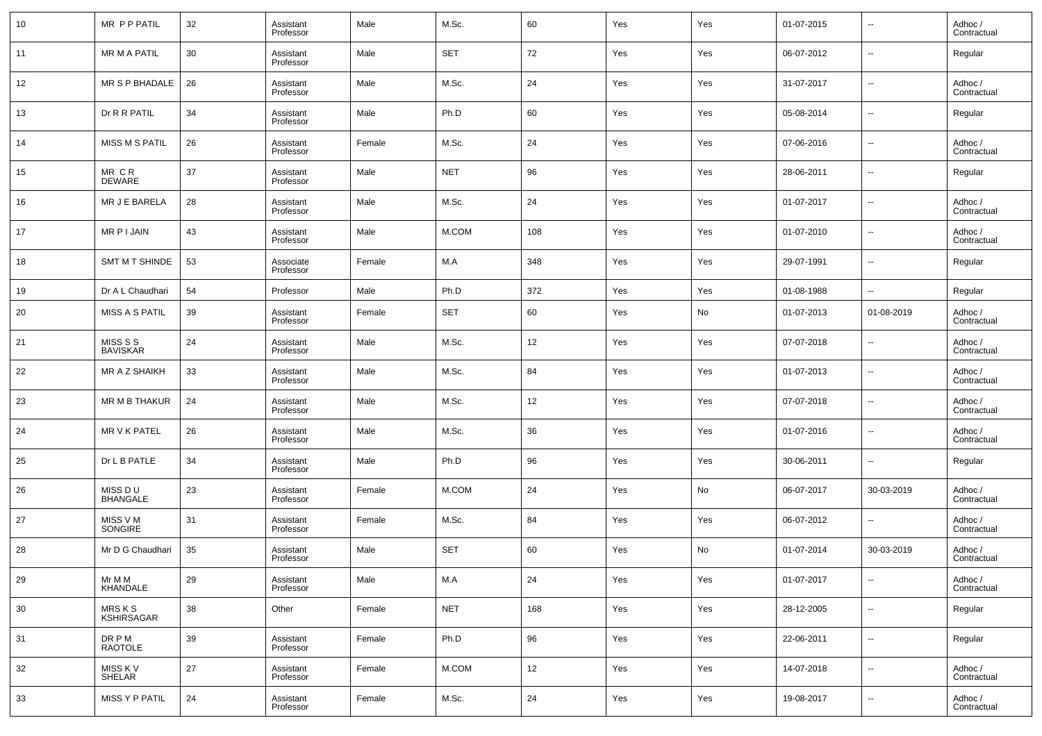| 10 | MR P P PATIL | 32 | Assistant Professor | Male | M.Sc. | 60 | Yes | Yes | 01-07-2015 | -- | Adhoc / Contractual |
|---|---|---|---|---|---|---|---|---|---|---|---|
| 11 | MR M A PATIL | 30 | Assistant Professor | Male | SET | 72 | Yes | Yes | 06-07-2012 | -- | Regular |
| 12 | MR S P BHADALE | 26 | Assistant Professor | Male | M.Sc. | 24 | Yes | Yes | 31-07-2017 | -- | Adhoc / Contractual |
| 13 | Dr R R PATIL | 34 | Assistant Professor | Male | Ph.D | 60 | Yes | Yes | 05-08-2014 | -- | Regular |
| 14 | MISS M S PATIL | 26 | Assistant Professor | Female | M.Sc. | 24 | Yes | Yes | 07-06-2016 | -- | Adhoc / Contractual |
| 15 | MR C R DEWARE | 37 | Assistant Professor | Male | NET | 96 | Yes | Yes | 28-06-2011 | -- | Regular |
| 16 | MR J E BARELA | 28 | Assistant Professor | Male | M.Sc. | 24 | Yes | Yes | 01-07-2017 | -- | Adhoc / Contractual |
| 17 | MR P I JAIN | 43 | Assistant Professor | Male | M.COM | 108 | Yes | Yes | 01-07-2010 | -- | Adhoc / Contractual |
| 18 | SMT M T SHINDE | 53 | Associate Professor | Female | M.A | 348 | Yes | Yes | 29-07-1991 | -- | Regular |
| 19 | Dr A L Chaudhari | 54 | Professor | Male | Ph.D | 372 | Yes | Yes | 01-08-1988 | -- | Regular |
| 20 | MISS A S PATIL | 39 | Assistant Professor | Female | SET | 60 | Yes | No | 01-07-2013 | 01-08-2019 | Adhoc / Contractual |
| 21 | MISS S S BAVISKAR | 24 | Assistant Professor | Male | M.Sc. | 12 | Yes | Yes | 07-07-2018 | -- | Adhoc / Contractual |
| 22 | MR A Z SHAIKH | 33 | Assistant Professor | Male | M.Sc. | 84 | Yes | Yes | 01-07-2013 | -- | Adhoc / Contractual |
| 23 | MR M B THAKUR | 24 | Assistant Professor | Male | M.Sc. | 12 | Yes | Yes | 07-07-2018 | -- | Adhoc / Contractual |
| 24 | MR V K PATEL | 26 | Assistant Professor | Male | M.Sc. | 36 | Yes | Yes | 01-07-2016 | -- | Adhoc / Contractual |
| 25 | Dr L B PATLE | 34 | Assistant Professor | Male | Ph.D | 96 | Yes | Yes | 30-06-2011 | -- | Regular |
| 26 | MISS D U BHANGALE | 23 | Assistant Professor | Female | M.COM | 24 | Yes | No | 06-07-2017 | 30-03-2019 | Adhoc / Contractual |
| 27 | MISS V M SONGIRE | 31 | Assistant Professor | Female | M.Sc. | 84 | Yes | Yes | 06-07-2012 | -- | Adhoc / Contractual |
| 28 | Mr D G Chaudhari | 35 | Assistant Professor | Male | SET | 60 | Yes | No | 01-07-2014 | 30-03-2019 | Adhoc / Contractual |
| 29 | Mr M M KHANDALE | 29 | Assistant Professor | Male | M.A | 24 | Yes | Yes | 01-07-2017 | -- | Adhoc / Contractual |
| 30 | MRS K S KSHIRSAGAR | 38 | Other | Female | NET | 168 | Yes | Yes | 28-12-2005 | -- | Regular |
| 31 | DR P M RAOTOLE | 39 | Assistant Professor | Female | Ph.D | 96 | Yes | Yes | 22-06-2011 | -- | Regular |
| 32 | MISS K V SHELAR | 27 | Assistant Professor | Female | M.COM | 12 | Yes | Yes | 14-07-2018 | -- | Adhoc / Contractual |
| 33 | MISS Y P PATIL | 24 | Assistant Professor | Female | M.Sc. | 24 | Yes | Yes | 19-08-2017 | -- | Adhoc / Contractual |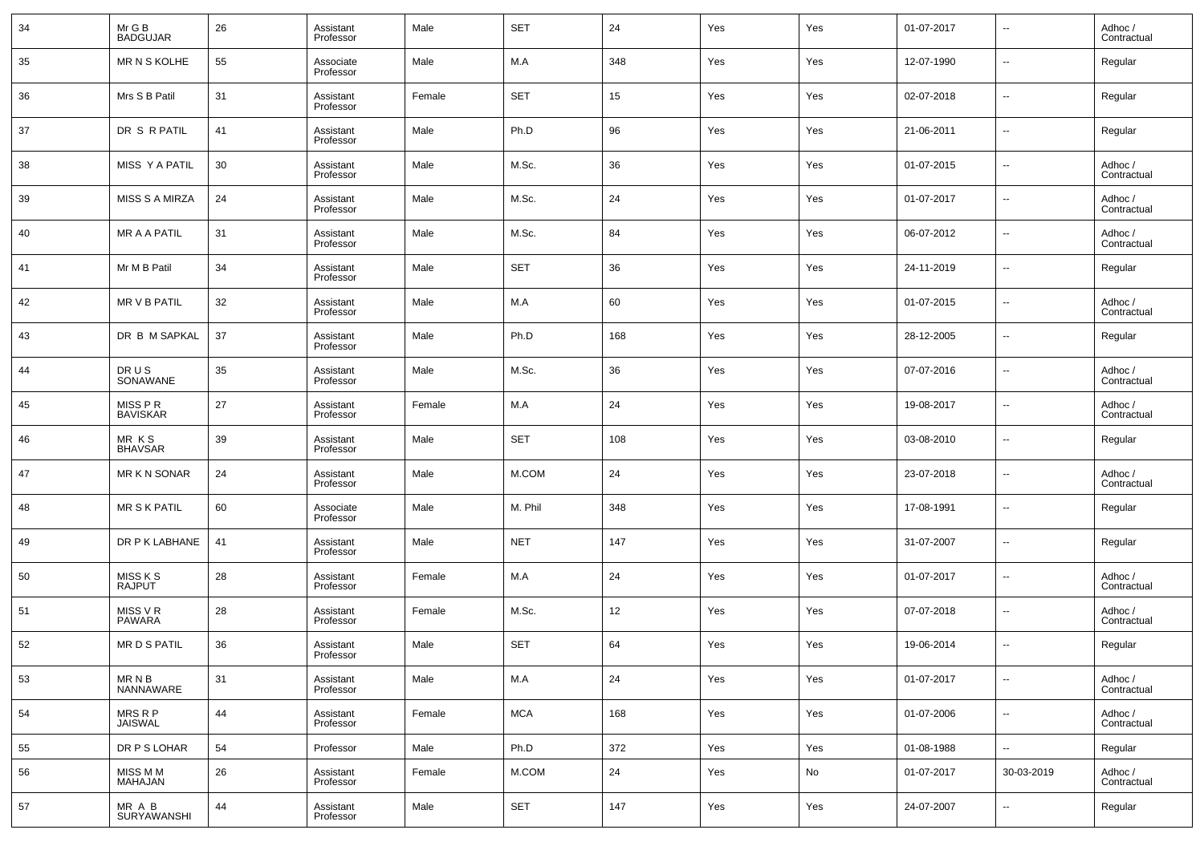| 34 | Mr G B BADGUJAR | 26 | Assistant Professor | Male | SET | 24 | Yes | Yes | 01-07-2017 | -- | Adhoc / Contractual |
|---|---|---|---|---|---|---|---|---|---|---|---|
| 35 | MR N S KOLHE | 55 | Associate Professor | Male | M.A | 348 | Yes | Yes | 12-07-1990 | -- | Regular |
| 36 | Mrs S B Patil | 31 | Assistant Professor | Female | SET | 15 | Yes | Yes | 02-07-2018 | -- | Regular |
| 37 | DR S R PATIL | 41 | Assistant Professor | Male | Ph.D | 96 | Yes | Yes | 21-06-2011 | -- | Regular |
| 38 | MISS Y A PATIL | 30 | Assistant Professor | Male | M.Sc. | 36 | Yes | Yes | 01-07-2015 | -- | Adhoc / Contractual |
| 39 | MISS S A MIRZA | 24 | Assistant Professor | Male | M.Sc. | 24 | Yes | Yes | 01-07-2017 | -- | Adhoc / Contractual |
| 40 | MR A A PATIL | 31 | Assistant Professor | Male | M.Sc. | 84 | Yes | Yes | 06-07-2012 | -- | Adhoc / Contractual |
| 41 | Mr M B Patil | 34 | Assistant Professor | Male | SET | 36 | Yes | Yes | 24-11-2019 | -- | Regular |
| 42 | MR V B PATIL | 32 | Assistant Professor | Male | M.A | 60 | Yes | Yes | 01-07-2015 | -- | Adhoc / Contractual |
| 43 | DR B M SAPKAL | 37 | Assistant Professor | Male | Ph.D | 168 | Yes | Yes | 28-12-2005 | -- | Regular |
| 44 | DR U S SONAWANE | 35 | Assistant Professor | Male | M.Sc. | 36 | Yes | Yes | 07-07-2016 | -- | Adhoc / Contractual |
| 45 | MISS P R BAVISKAR | 27 | Assistant Professor | Female | M.A | 24 | Yes | Yes | 19-08-2017 | -- | Adhoc / Contractual |
| 46 | MR K S BHAVSAR | 39 | Assistant Professor | Male | SET | 108 | Yes | Yes | 03-08-2010 | -- | Regular |
| 47 | MR K N SONAR | 24 | Assistant Professor | Male | M.COM | 24 | Yes | Yes | 23-07-2018 | -- | Adhoc / Contractual |
| 48 | MR S K PATIL | 60 | Associate Professor | Male | M. Phil | 348 | Yes | Yes | 17-08-1991 | -- | Regular |
| 49 | DR P K LABHANE | 41 | Assistant Professor | Male | NET | 147 | Yes | Yes | 31-07-2007 | -- | Regular |
| 50 | MISS K S RAJPUT | 28 | Assistant Professor | Female | M.A | 24 | Yes | Yes | 01-07-2017 | -- | Adhoc / Contractual |
| 51 | MISS V R PAWARA | 28 | Assistant Professor | Female | M.Sc. | 12 | Yes | Yes | 07-07-2018 | -- | Adhoc / Contractual |
| 52 | MR D S PATIL | 36 | Assistant Professor | Male | SET | 64 | Yes | Yes | 19-06-2014 | -- | Regular |
| 53 | MR N B NANNAWARE | 31 | Assistant Professor | Male | M.A | 24 | Yes | Yes | 01-07-2017 | -- | Adhoc / Contractual |
| 54 | MRS R P JAISWAL | 44 | Assistant Professor | Female | MCA | 168 | Yes | Yes | 01-07-2006 | -- | Adhoc / Contractual |
| 55 | DR P S LOHAR | 54 | Professor | Male | Ph.D | 372 | Yes | Yes | 01-08-1988 | -- | Regular |
| 56 | MISS M M MAHAJAN | 26 | Assistant Professor | Female | M.COM | 24 | Yes | No | 01-07-2017 | 30-03-2019 | Adhoc / Contractual |
| 57 | MR A B SURYAWANSHI | 44 | Assistant Professor | Male | SET | 147 | Yes | Yes | 24-07-2007 | -- | Regular |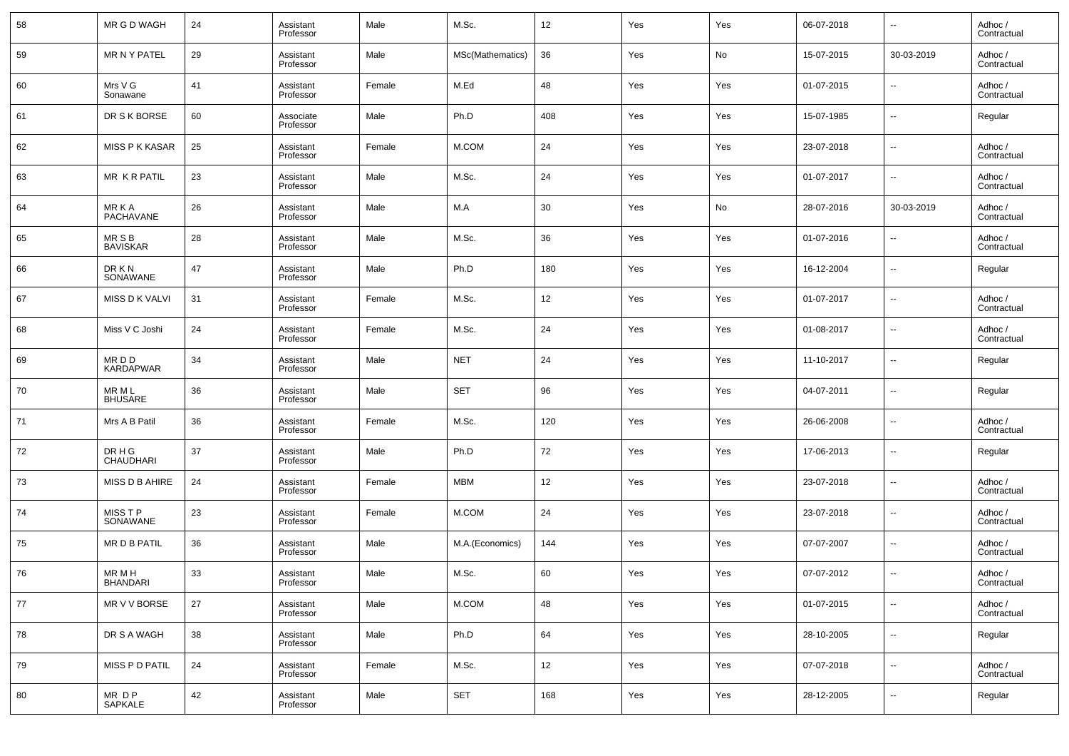| 58 | MR G D WAGH | 24 | Assistant Professor | Male | M.Sc. | 12 | Yes | Yes | 06-07-2018 | -- | Adhoc / Contractual |
|---|---|---|---|---|---|---|---|---|---|---|---|
| 59 | MR N Y PATEL | 29 | Assistant Professor | Male | MSc(Mathematics) | 36 | Yes | No | 15-07-2015 | 30-03-2019 | Adhoc / Contractual |
| 60 | Mrs V G Sonawane | 41 | Assistant Professor | Female | M.Ed | 48 | Yes | Yes | 01-07-2015 | -- | Adhoc / Contractual |
| 61 | DR S K BORSE | 60 | Associate Professor | Male | Ph.D | 408 | Yes | Yes | 15-07-1985 | -- | Regular |
| 62 | MISS P K KASAR | 25 | Assistant Professor | Female | M.COM | 24 | Yes | Yes | 23-07-2018 | -- | Adhoc / Contractual |
| 63 | MR K R PATIL | 23 | Assistant Professor | Male | M.Sc. | 24 | Yes | Yes | 01-07-2017 | -- | Adhoc / Contractual |
| 64 | MR K A PACHAVANE | 26 | Assistant Professor | Male | M.A | 30 | Yes | No | 28-07-2016 | 30-03-2019 | Adhoc / Contractual |
| 65 | MR S B BAVISKAR | 28 | Assistant Professor | Male | M.Sc. | 36 | Yes | Yes | 01-07-2016 | -- | Adhoc / Contractual |
| 66 | DR K N SONAWANE | 47 | Assistant Professor | Male | Ph.D | 180 | Yes | Yes | 16-12-2004 | -- | Regular |
| 67 | MISS D K VALVI | 31 | Assistant Professor | Female | M.Sc. | 12 | Yes | Yes | 01-07-2017 | -- | Adhoc / Contractual |
| 68 | Miss V C Joshi | 24 | Assistant Professor | Female | M.Sc. | 24 | Yes | Yes | 01-08-2017 | -- | Adhoc / Contractual |
| 69 | MR D D KARDAPWAR | 34 | Assistant Professor | Male | NET | 24 | Yes | Yes | 11-10-2017 | -- | Regular |
| 70 | MR M L BHUSARE | 36 | Assistant Professor | Male | SET | 96 | Yes | Yes | 04-07-2011 | -- | Regular |
| 71 | Mrs A B Patil | 36 | Assistant Professor | Female | M.Sc. | 120 | Yes | Yes | 26-06-2008 | -- | Adhoc / Contractual |
| 72 | DR H G CHAUDHARI | 37 | Assistant Professor | Male | Ph.D | 72 | Yes | Yes | 17-06-2013 | -- | Regular |
| 73 | MISS D B AHIRE | 24 | Assistant Professor | Female | MBM | 12 | Yes | Yes | 23-07-2018 | -- | Adhoc / Contractual |
| 74 | MISS T P SONAWANE | 23 | Assistant Professor | Female | M.COM | 24 | Yes | Yes | 23-07-2018 | -- | Adhoc / Contractual |
| 75 | MR D B PATIL | 36 | Assistant Professor | Male | M.A.(Economics) | 144 | Yes | Yes | 07-07-2007 | -- | Adhoc / Contractual |
| 76 | MR M H BHANDARI | 33 | Assistant Professor | Male | M.Sc. | 60 | Yes | Yes | 07-07-2012 | -- | Adhoc / Contractual |
| 77 | MR V V BORSE | 27 | Assistant Professor | Male | M.COM | 48 | Yes | Yes | 01-07-2015 | -- | Adhoc / Contractual |
| 78 | DR S A WAGH | 38 | Assistant Professor | Male | Ph.D | 64 | Yes | Yes | 28-10-2005 | -- | Regular |
| 79 | MISS P D PATIL | 24 | Assistant Professor | Female | M.Sc. | 12 | Yes | Yes | 07-07-2018 | -- | Adhoc / Contractual |
| 80 | MR D P SAPKALE | 42 | Assistant Professor | Male | SET | 168 | Yes | Yes | 28-12-2005 | -- | Regular |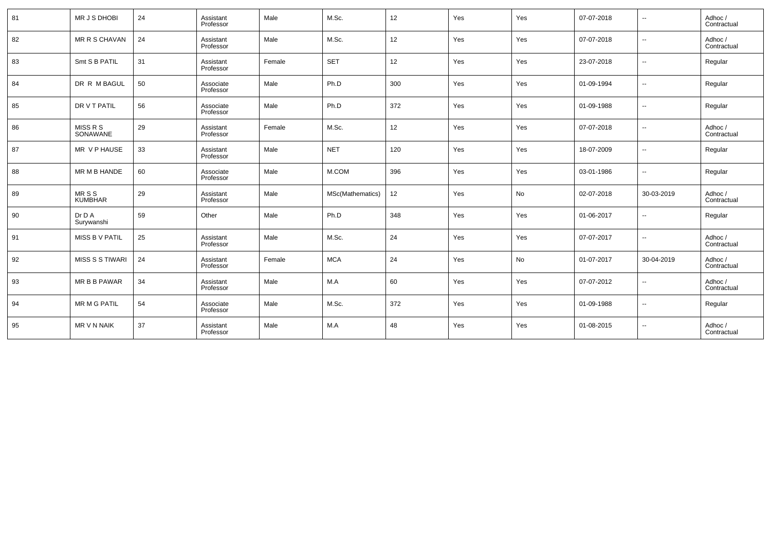| | | | | | | | | | | | |
|---|---|---|---|---|---|---|---|---|---|---|---|
| 81 | MR J S DHOBI | 24 | Assistant Professor | Male | M.Sc. | 12 | Yes | Yes | 07-07-2018 | -- | Adhoc / Contractual |
| 82 | MR R S CHAVAN | 24 | Assistant Professor | Male | M.Sc. | 12 | Yes | Yes | 07-07-2018 | -- | Adhoc / Contractual |
| 83 | Smt S B PATIL | 31 | Assistant Professor | Female | SET | 12 | Yes | Yes | 23-07-2018 | -- | Regular |
| 84 | DR R M BAGUL | 50 | Associate Professor | Male | Ph.D | 300 | Yes | Yes | 01-09-1994 | -- | Regular |
| 85 | DR V T PATIL | 56 | Associate Professor | Male | Ph.D | 372 | Yes | Yes | 01-09-1988 | -- | Regular |
| 86 | MISS R S SONAWANE | 29 | Assistant Professor | Female | M.Sc. | 12 | Yes | Yes | 07-07-2018 | -- | Adhoc / Contractual |
| 87 | MR V P HAUSE | 33 | Assistant Professor | Male | NET | 120 | Yes | Yes | 18-07-2009 | -- | Regular |
| 88 | MR M B HANDE | 60 | Associate Professor | Male | M.COM | 396 | Yes | Yes | 03-01-1986 | -- | Regular |
| 89 | MR S S KUMBHAR | 29 | Assistant Professor | Male | MSc(Mathematics) | 12 | Yes | No | 02-07-2018 | 30-03-2019 | Adhoc / Contractual |
| 90 | Dr D A Surywanshi | 59 | Other | Male | Ph.D | 348 | Yes | Yes | 01-06-2017 | -- | Regular |
| 91 | MISS B V PATIL | 25 | Assistant Professor | Male | M.Sc. | 24 | Yes | Yes | 07-07-2017 | -- | Adhoc / Contractual |
| 92 | MISS S S TIWARI | 24 | Assistant Professor | Female | MCA | 24 | Yes | No | 01-07-2017 | 30-04-2019 | Adhoc / Contractual |
| 93 | MR B B PAWAR | 34 | Assistant Professor | Male | M.A | 60 | Yes | Yes | 07-07-2012 | -- | Adhoc / Contractual |
| 94 | MR M G PATIL | 54 | Associate Professor | Male | M.Sc. | 372 | Yes | Yes | 01-09-1988 | -- | Regular |
| 95 | MR V N NAIK | 37 | Assistant Professor | Male | M.A | 48 | Yes | Yes | 01-08-2015 | -- | Adhoc / Contractual |